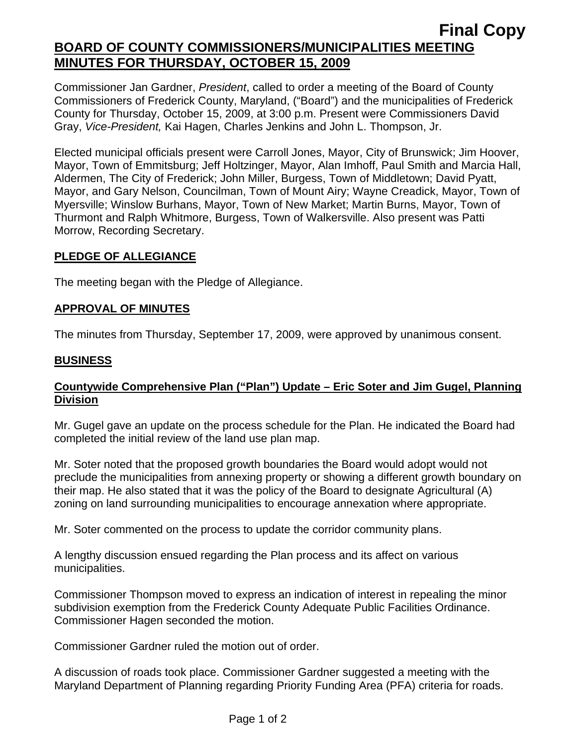**Final Copy**

# BOARD OF COUNTY COMMISSIONERS/MUNICIPALITIES MEETING MINUTES FOR THURSDAY, OCTOBER 15, 2009

Commissioner Jan Gardner, *President*, called to order a meeting of the Board of County Commissioners of Frederick County, Maryland, ("Board") and the municipalities of Frederick County for Thursday, October 15, 2009, at 3:00 p.m. Present were Commissioners David Gray, *Vice-President,* Kai Hagen, Charles Jenkins and John L. Thompson, Jr.

Elected municipal officials present were Carroll Jones, Mayor, City of Brunswick; Jim Hoover, Mayor, Town of Emmitsburg; Jeff Holtzinger, Mayor, Alan Imhoff, Paul Smith and Marcia Hall, Aldermen, The City of Frederick; John Miller, Burgess, Town of Middletown; David Pyatt, Mayor, and Gary Nelson, Councilman, Town of Mount Airy; Wayne Creadick, Mayor, Town of Myersville; Winslow Burhans, Mayor, Town of New Market; Martin Burns, Mayor, Town of Thurmont and Ralph Whitmore, Burgess, Town of Walkersville. Also present was Patti Morrow, Recording Secretary.

## PLEDGE OF ALLEGIANCE

The meeting began with the Pledge of Allegiance.

## APPROVAL OF MINUTES

The minutes from Thursday, September 17, 2009, were approved by unanimous consent.

## BUSINESS

### Countywide Comprehensive Plan ("Plan") Update – Eric Soter and Jim Gugel, Planning Division

Mr. Gugel gave an update on the process schedule for the Plan. He indicated the Board had completed the initial review of the land use plan map.

Mr. Soter noted that the proposed growth boundaries the Board would adopt would not preclude the municipalities from annexing property or showing a different growth boundary on their map. He also stated that it was the policy of the Board to designate Agricultural (A) zoning on land surrounding municipalities to encourage annexation where appropriate.

Mr. Soter commented on the process to update the corridor community plans.

A lengthy discussion ensued regarding the Plan process and its affect on various municipalities.

Commissioner Thompson moved to express an indication of interest in repealing the minor subdivision exemption from the Frederick County Adequate Public Facilities Ordinance. Commissioner Hagen seconded the motion.

Commissioner Gardner ruled the motion out of order.

A discussion of roads took place. Commissioner Gardner suggested a meeting with the Maryland Department of Planning regarding Priority Funding Area (PFA) criteria for roads.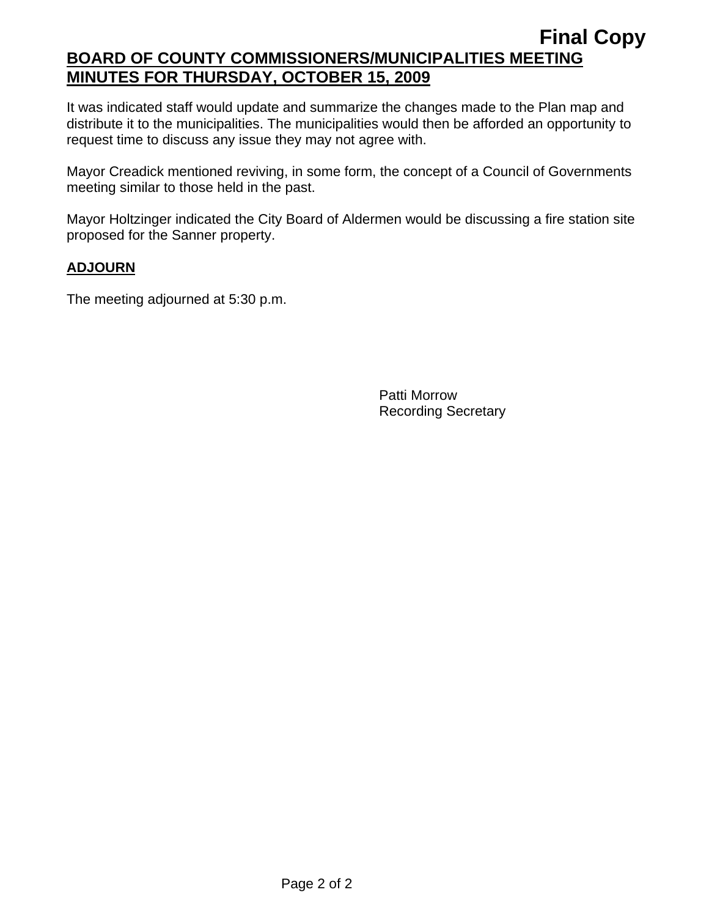**Final Copy**

**BOARD OF COUNTY COMMISSIONERS/MUNICIPALITIES MEETING MINUTES FOR THURSDAY, OCTOBER 15, 2009**

It was indicated staff would update and summarize the changes made to the Plan map and distribute it to the municipalities. The municipalities would then be afforded an opportunity to request time to discuss any issue they may not agree with.

Mayor Creadick mentioned reviving, in some form, the concept of a Council of Governments meeting similar to those held in the past.

Mayor Holtzinger indicated the City Board of Aldermen would be discussing a fire station site proposed for the Sanner property.

**ADJOURN**

The meeting adjourned at 5:30 p.m.

Patti Morrow
Recording Secretary